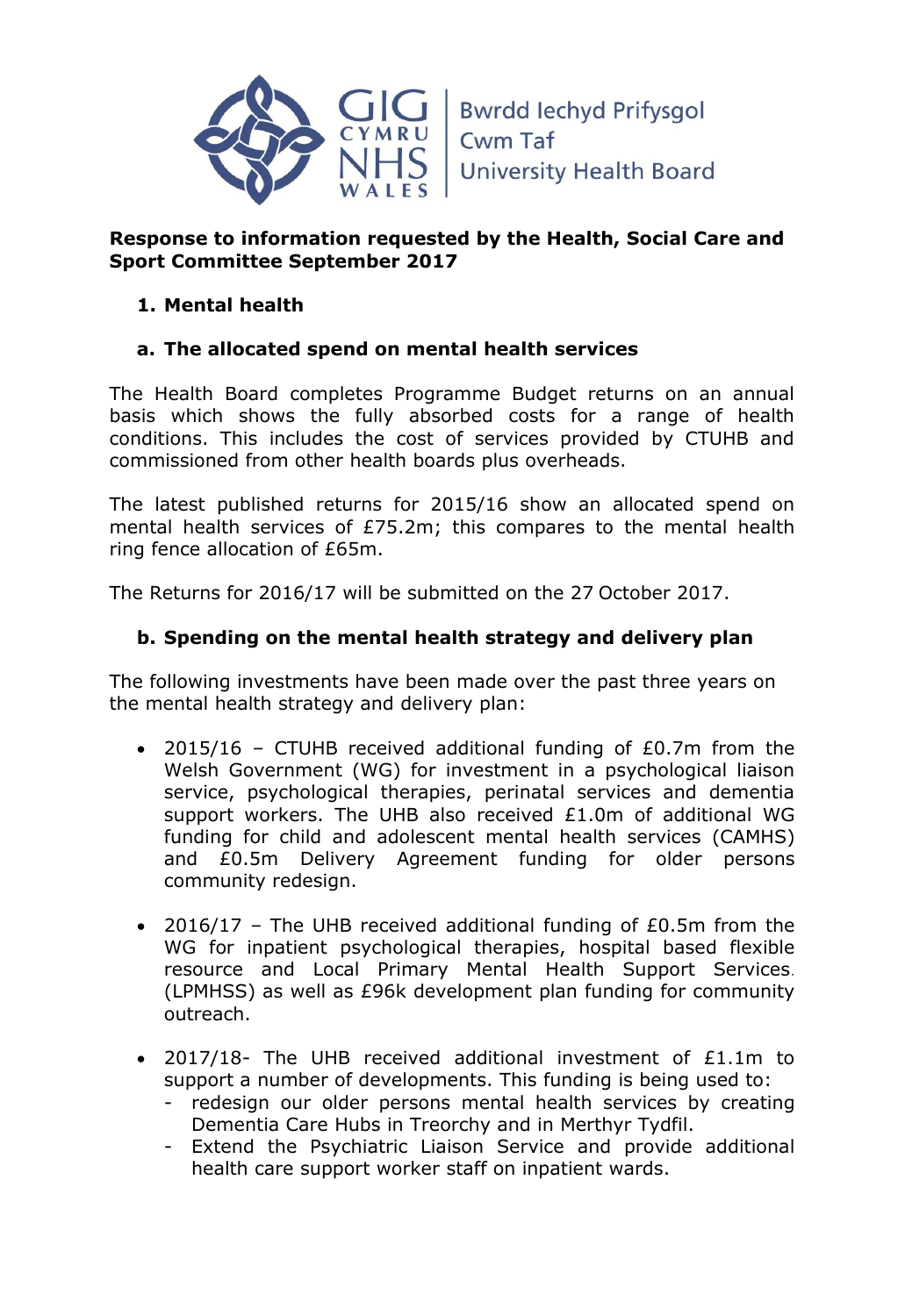Bwrdd Iechyd Prifysgol Cwm Taf University Health Board

**Response to information requested by the Health, Social Care and Sport Committee September 2017**

## 1. Mental health

### a. The allocated spend on mental health services

The Health Board completes Programme Budget returns on an annual basis which shows the fully absorbed costs for a range of health conditions. This includes the cost of services provided by CTUHB and commissioned from other health boards plus overheads.

The latest published returns for 2015/16 show an allocated spend on mental health services of £75.2m; this compares to the mental health ring fence allocation of £65m.

The Returns for 2016/17 will be submitted on the 27 October 2017.

### b. Spending on the mental health strategy and delivery plan

The following investments have been made over the past three years on the mental health strategy and delivery plan:

- 2015/16 – CTUHB received additional funding of £0.7m from the Welsh Government (WG) for investment in a psychological liaison service, psychological therapies, perinatal services and dementia support workers. The UHB also received £1.0m of additional WG funding for child and adolescent mental health services (CAMHS) and £0.5m Delivery Agreement funding for older persons community redesign.
- 2016/17 – The UHB received additional funding of £0.5m from the WG for inpatient psychological therapies, hospital based flexible resource and Local Primary Mental Health Support Services. (LPMHSS) as well as £96k development plan funding for community outreach.
- 2017/18- The UHB received additional investment of £1.1m to support a number of developments. This funding is being used to:
  - redesign our older persons mental health services by creating Dementia Care Hubs in Treorchy and in Merthyr Tydfil.
  - Extend the Psychiatric Liaison Service and provide additional health care support worker staff on inpatient wards.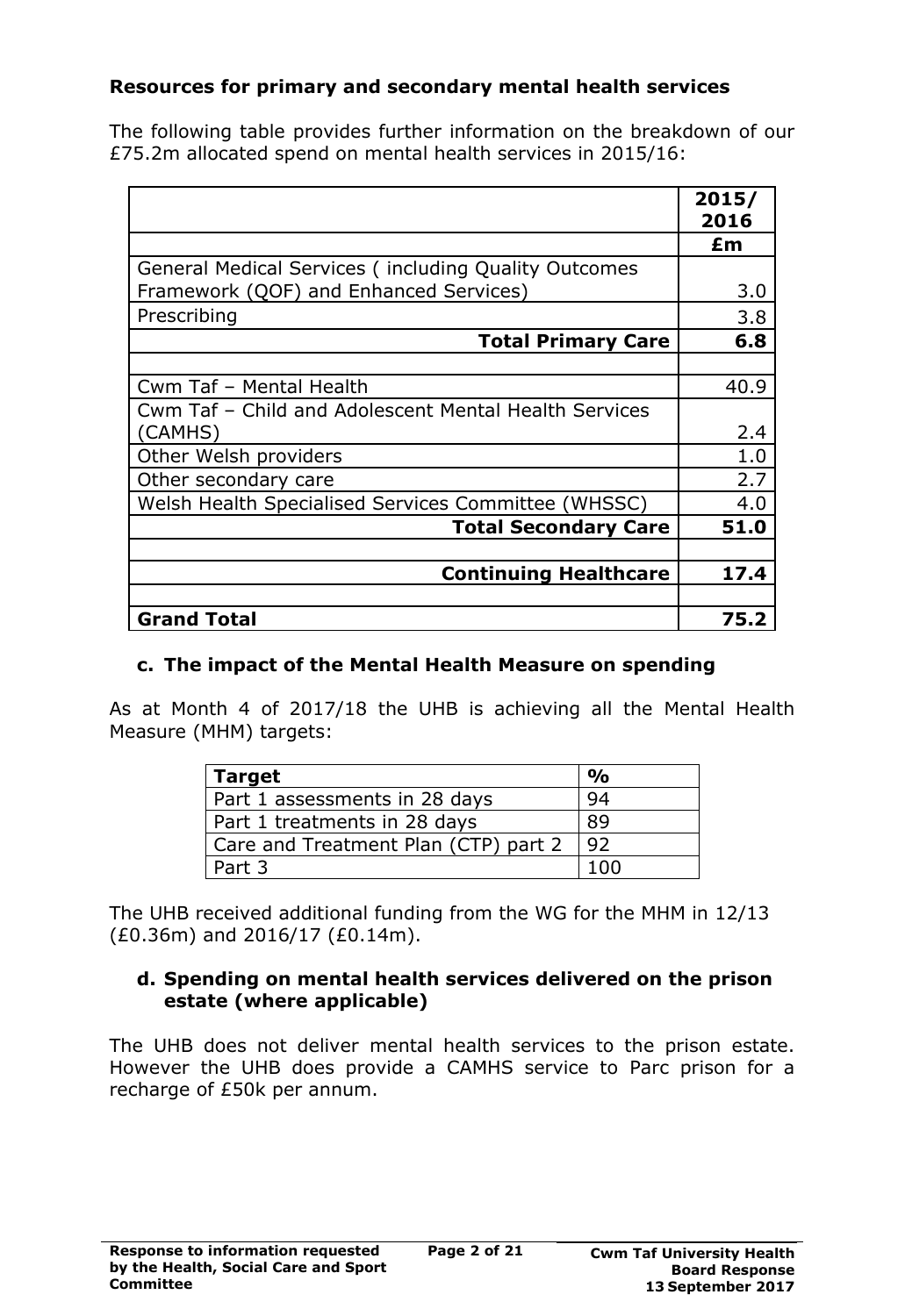### Resources for primary and secondary mental health services

The following table provides further information on the breakdown of our £75.2m allocated spend on mental health services in 2015/16:

| | 2015/ 2016 |
|---|---|
| | **£m** |
| General Medical Services ( including Quality Outcomes Framework (QOF) and Enhanced Services) | 3.0 |
| Prescribing | 3.8 |
| **Total Primary Care** | **6.8** |
| | |
| Cwm Taf – Mental Health | 40.9 |
| Cwm Taf – Child and Adolescent Mental Health Services (CAMHS) | 2.4 |
| Other Welsh providers | 1.0 |
| Other secondary care | 2.7 |
| Welsh Health Specialised Services Committee (WHSSC) | 4.0 |
| **Total Secondary Care** | **51.0** |
| | |
| **Continuing Healthcare** | **17.4** |
| | |
| **Grand Total** | **75.2** |

### c. The impact of the Mental Health Measure on spending

As at Month 4 of 2017/18 the UHB is achieving all the Mental Health Measure (MHM) targets:

| Target | % |
|---|---|
| Part 1 assessments in 28 days | 94 |
| Part 1 treatments in 28 days | 89 |
| Care and Treatment Plan (CTP) part 2 | 92 |
| Part 3 | 100 |

The UHB received additional funding from the WG for the MHM in 12/13 (£0.36m) and 2016/17 (£0.14m).

### d. Spending on mental health services delivered on the prison estate (where applicable)

The UHB does not deliver mental health services to the prison estate. However the UHB does provide a CAMHS service to Parc prison for a recharge of £50k per annum.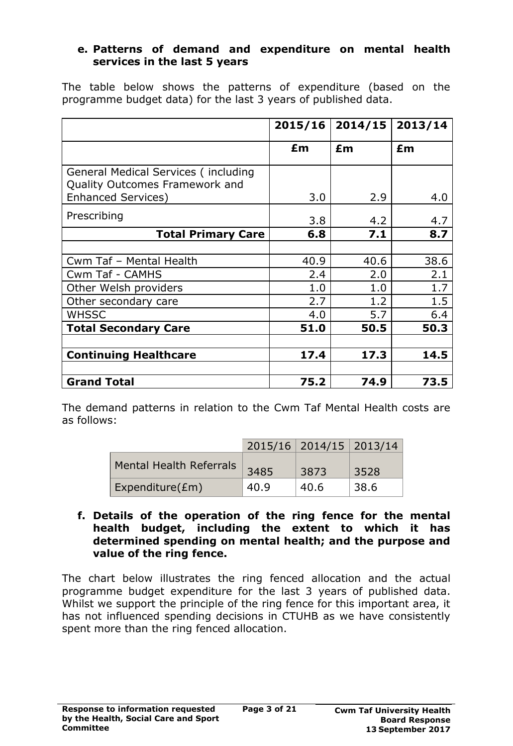### e. Patterns of demand and expenditure on mental health services in the last 5 years

The table below shows the patterns of expenditure (based on the programme budget data) for the last 3 years of published data.

| | 2015/16 | 2014/15 | 2013/14 |
|---|---|---|---|
| | **£m** | **£m** | **£m** |
| General Medical Services ( including Quality Outcomes Framework and Enhanced Services) | 3.0 | 2.9 | 4.0 |
| Prescribing | 3.8 | 4.2 | 4.7 |
| **Total Primary Care** | **6.8** | **7.1** | **8.7** |
| | | | |
| Cwm Taf – Mental Health | 40.9 | 40.6 | 38.6 |
| Cwm Taf - CAMHS | 2.4 | 2.0 | 2.1 |
| Other Welsh providers | 1.0 | 1.0 | 1.7 |
| Other secondary care | 2.7 | 1.2 | 1.5 |
| WHSSC | 4.0 | 5.7 | 6.4 |
| **Total Secondary Care** | **51.0** | **50.5** | **50.3** |
| | | | |
| **Continuing Healthcare** | **17.4** | **17.3** | **14.5** |
| | | | |
| **Grand Total** | **75.2** | **74.9** | **73.5** |

The demand patterns in relation to the Cwm Taf Mental Health costs are as follows:

| | 2015/16 | 2014/15 | 2013/14 |
|---|---|---|---|
| Mental Health Referrals | 3485 | 3873 | 3528 |
| Expenditure(£m) | 40.9 | 40.6 | 38.6 |

### f. Details of the operation of the ring fence for the mental health budget, including the extent to which it has determined spending on mental health; and the purpose and value of the ring fence.

The chart below illustrates the ring fenced allocation and the actual programme budget expenditure for the last 3 years of published data. Whilst we support the principle of the ring fence for this important area, it has not influenced spending decisions in CTUHB as we have consistently spent more than the ring fenced allocation.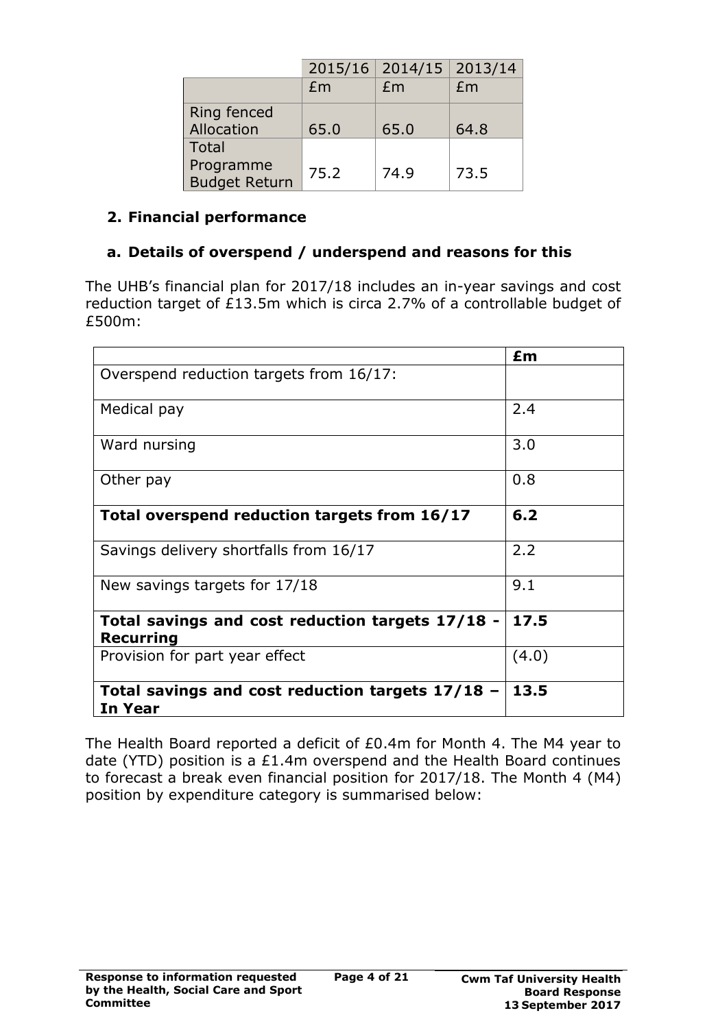| | 2015/16 | 2014/15 | 2013/14 |
|---|---|---|---|
| | £m | £m | £m |
| Ring fenced Allocation | 65.0 | 65.0 | 64.8 |
| Total Programme Budget Return | 75.2 | 74.9 | 73.5 |

## 2. Financial performance

### a. Details of overspend / underspend and reasons for this

The UHB's financial plan for 2017/18 includes an in-year savings and cost reduction target of £13.5m which is circa 2.7% of a controllable budget of £500m:

| | £m |
|---|---|
| Overspend reduction targets from 16/17: | |
| Medical pay | 2.4 |
| Ward nursing | 3.0 |
| Other pay | 0.8 |
| **Total overspend reduction targets from 16/17** | **6.2** |
| Savings delivery shortfalls from 16/17 | 2.2 |
| New savings targets for 17/18 | 9.1 |
| **Total savings and cost reduction targets 17/18 - Recurring** | **17.5** |
| Provision for part year effect | (4.0) |
| **Total savings and cost reduction targets 17/18 – In Year** | **13.5** |

The Health Board reported a deficit of £0.4m for Month 4. The M4 year to date (YTD) position is a £1.4m overspend and the Health Board continues to forecast a break even financial position for 2017/18. The Month 4 (M4) position by expenditure category is summarised below: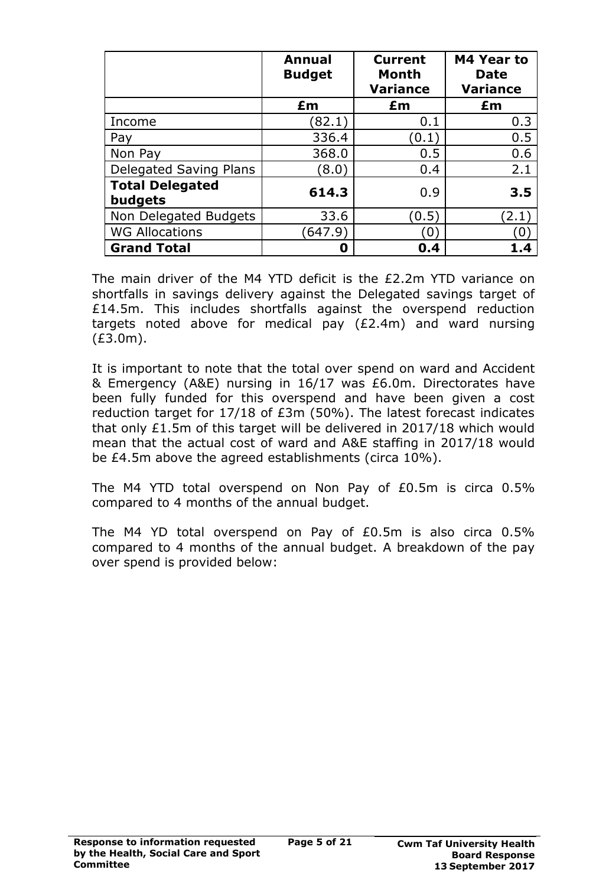| | Annual Budget | Current Month Variance | M4 Year to Date Variance |
|---|---|---|---|
| | **£m** | **£m** | **£m** |
| Income | (82.1) | 0.1 | 0.3 |
| Pay | 336.4 | (0.1) | 0.5 |
| Non Pay | 368.0 | 0.5 | 0.6 |
| Delegated Saving Plans | (8.0) | 0.4 | 2.1 |
| **Total Delegated budgets** | **614.3** | 0.9 | **3.5** |
| Non Delegated Budgets | 33.6 | (0.5) | (2.1) |
| WG Allocations | (647.9) | (0) | (0) |
| **Grand Total** | **0** | **0.4** | **1.4** |

The main driver of the M4 YTD deficit is the £2.2m YTD variance on shortfalls in savings delivery against the Delegated savings target of £14.5m. This includes shortfalls against the overspend reduction targets noted above for medical pay (£2.4m) and ward nursing (£3.0m).

It is important to note that the total over spend on ward and Accident & Emergency (A&E) nursing in 16/17 was £6.0m. Directorates have been fully funded for this overspend and have been given a cost reduction target for 17/18 of £3m (50%). The latest forecast indicates that only £1.5m of this target will be delivered in 2017/18 which would mean that the actual cost of ward and A&E staffing in 2017/18 would be £4.5m above the agreed establishments (circa 10%).

The M4 YTD total overspend on Non Pay of £0.5m is circa 0.5% compared to 4 months of the annual budget.

The M4 YD total overspend on Pay of £0.5m is also circa 0.5% compared to 4 months of the annual budget. A breakdown of the pay over spend is provided below: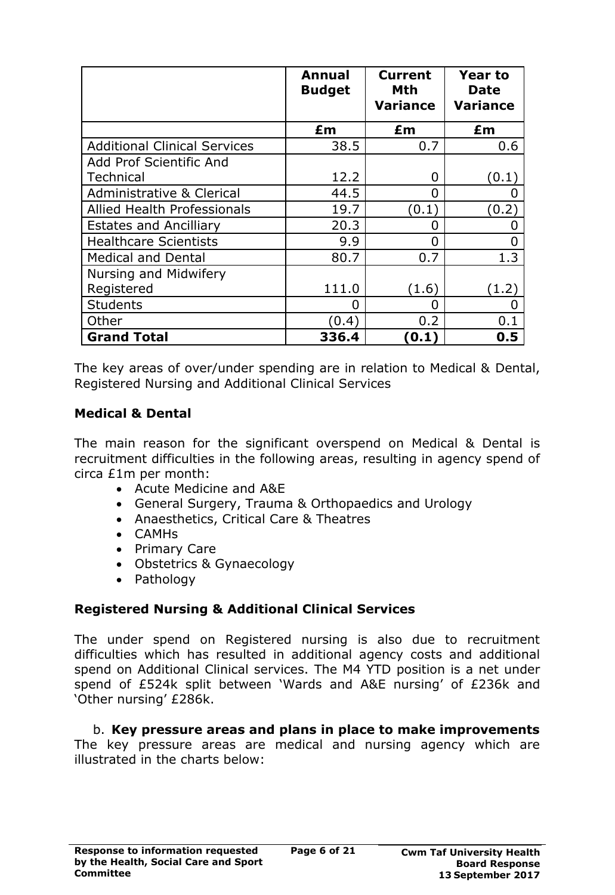| | Annual Budget | Current Mth Variance | Year to Date Variance |
|---|---|---|---|
| | **£m** | **£m** | **£m** |
| Additional Clinical Services | 38.5 | 0.7 | 0.6 |
| Add Prof Scientific And Technical | 12.2 | 0 | (0.1) |
| Administrative & Clerical | 44.5 | 0 | 0 |
| Allied Health Professionals | 19.7 | (0.1) | (0.2) |
| Estates and Ancilliary | 20.3 | 0 | 0 |
| Healthcare Scientists | 9.9 | 0 | 0 |
| Medical and Dental | 80.7 | 0.7 | 1.3 |
| Nursing and Midwifery Registered | 111.0 | (1.6) | (1.2) |
| Students | 0 | 0 | 0 |
| Other | (0.4) | 0.2 | 0.1 |
| **Grand Total** | **336.4** | **(0.1)** | **0.5** |

The key areas of over/under spending are in relation to Medical & Dental, Registered Nursing and Additional Clinical Services

**Medical & Dental**

The main reason for the significant overspend on Medical & Dental is recruitment difficulties in the following areas, resulting in agency spend of circa £1m per month:

- Acute Medicine and A&E
- General Surgery, Trauma & Orthopaedics and Urology
- Anaesthetics, Critical Care & Theatres
- CAMHs
- Primary Care
- Obstetrics & Gynaecology
- Pathology

**Registered Nursing & Additional Clinical Services**

The under spend on Registered nursing is also due to recruitment difficulties which has resulted in additional agency costs and additional spend on Additional Clinical services. The M4 YTD position is a net under spend of £524k split between 'Wards and A&E nursing' of £236k and 'Other nursing' £286k.

b. **Key pressure areas and plans in place to make improvements**

The key pressure areas are medical and nursing agency which are illustrated in the charts below: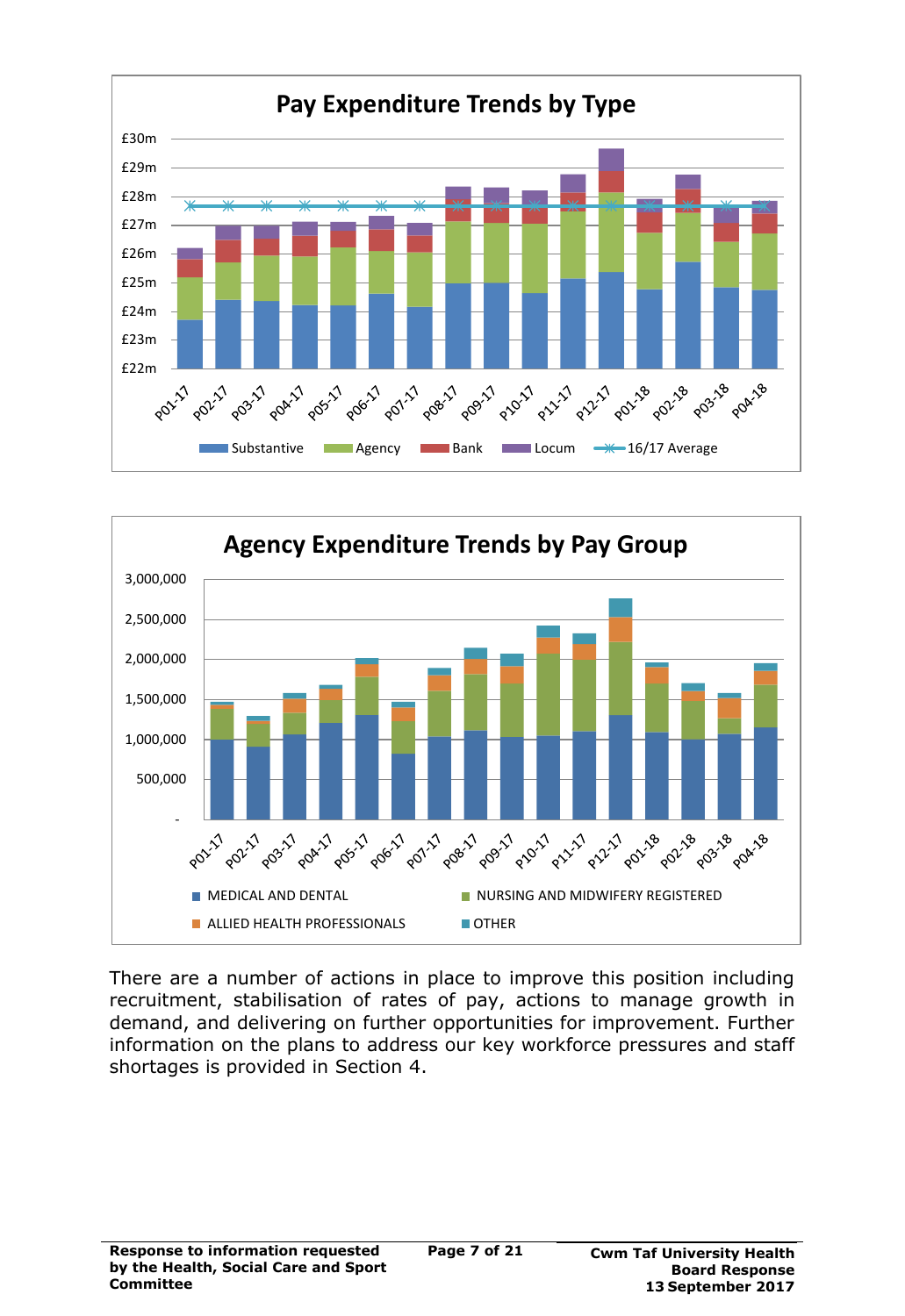**Pay Expenditure Trends by Type**

**Agency Expenditure Trends by Pay Group**

There are a number of actions in place to improve this position including recruitment, stabilisation of rates of pay, actions to manage growth in demand, and delivering on further opportunities for improvement. Further information on the plans to address our key workforce pressures and staff shortages is provided in Section 4.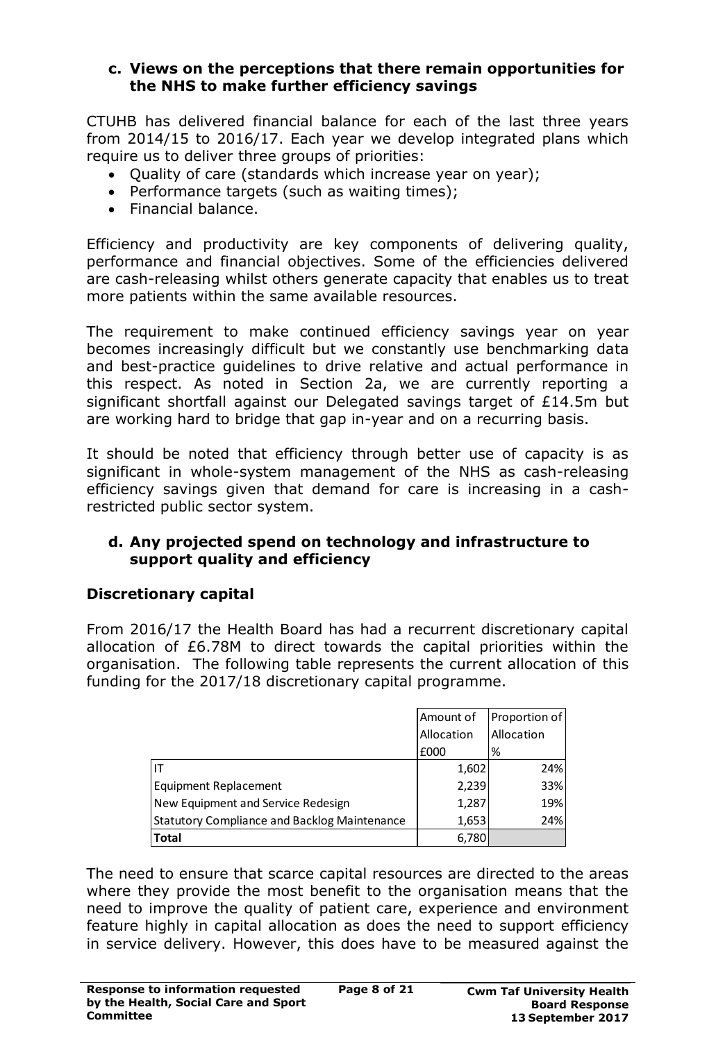### c. Views on the perceptions that there remain opportunities for the NHS to make further efficiency savings

CTUHB has delivered financial balance for each of the last three years from 2014/15 to 2016/17. Each year we develop integrated plans which require us to deliver three groups of priorities:

- Quality of care (standards which increase year on year);
- Performance targets (such as waiting times);
- Financial balance.

Efficiency and productivity are key components of delivering quality, performance and financial objectives. Some of the efficiencies delivered are cash-releasing whilst others generate capacity that enables us to treat more patients within the same available resources.

The requirement to make continued efficiency savings year on year becomes increasingly difficult but we constantly use benchmarking data and best-practice guidelines to drive relative and actual performance in this respect. As noted in Section 2a, we are currently reporting a significant shortfall against our Delegated savings target of £14.5m but are working hard to bridge that gap in-year and on a recurring basis.

It should be noted that efficiency through better use of capacity is as significant in whole-system management of the NHS as cash-releasing efficiency savings given that demand for care is increasing in a cash-restricted public sector system.

### d. Any projected spend on technology and infrastructure to support quality and efficiency

**Discretionary capital**

From 2016/17 the Health Board has had a recurrent discretionary capital allocation of £6.78M to direct towards the capital priorities within the organisation. The following table represents the current allocation of this funding for the 2017/18 discretionary capital programme.

| | Amount of Allocation £000 | Proportion of Allocation % |
|---|---|---|
| IT | 1,602 | 24% |
| Equipment Replacement | 2,239 | 33% |
| New Equipment and Service Redesign | 1,287 | 19% |
| Statutory Compliance and Backlog Maintenance | 1,653 | 24% |
| **Total** | 6,780 | |

The need to ensure that scarce capital resources are directed to the areas where they provide the most benefit to the organisation means that the need to improve the quality of patient care, experience and environment feature highly in capital allocation as does the need to support efficiency in service delivery. However, this does have to be measured against the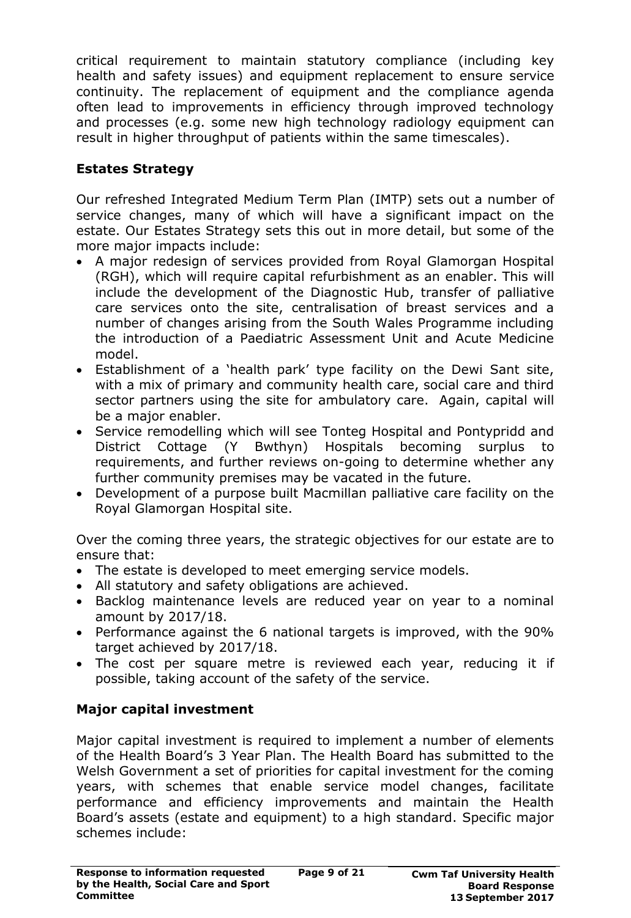critical requirement to maintain statutory compliance (including key health and safety issues) and equipment replacement to ensure service continuity. The replacement of equipment and the compliance agenda often lead to improvements in efficiency through improved technology and processes (e.g. some new high technology radiology equipment can result in higher throughput of patients within the same timescales).

**Estates Strategy**

Our refreshed Integrated Medium Term Plan (IMTP) sets out a number of service changes, many of which will have a significant impact on the estate. Our Estates Strategy sets this out in more detail, but some of the more major impacts include:

- A major redesign of services provided from Royal Glamorgan Hospital (RGH), which will require capital refurbishment as an enabler. This will include the development of the Diagnostic Hub, transfer of palliative care services onto the site, centralisation of breast services and a number of changes arising from the South Wales Programme including the introduction of a Paediatric Assessment Unit and Acute Medicine model.
- Establishment of a 'health park' type facility on the Dewi Sant site, with a mix of primary and community health care, social care and third sector partners using the site for ambulatory care. Again, capital will be a major enabler.
- Service remodelling which will see Tonteg Hospital and Pontypridd and District Cottage (Y Bwthyn) Hospitals becoming surplus to requirements, and further reviews on-going to determine whether any further community premises may be vacated in the future.
- Development of a purpose built Macmillan palliative care facility on the Royal Glamorgan Hospital site.

Over the coming three years, the strategic objectives for our estate are to ensure that:

- The estate is developed to meet emerging service models.
- All statutory and safety obligations are achieved.
- Backlog maintenance levels are reduced year on year to a nominal amount by 2017/18.
- Performance against the 6 national targets is improved, with the 90% target achieved by 2017/18.
- The cost per square metre is reviewed each year, reducing it if possible, taking account of the safety of the service.

**Major capital investment**

Major capital investment is required to implement a number of elements of the Health Board's 3 Year Plan. The Health Board has submitted to the Welsh Government a set of priorities for capital investment for the coming years, with schemes that enable service model changes, facilitate performance and efficiency improvements and maintain the Health Board's assets (estate and equipment) to a high standard. Specific major schemes include: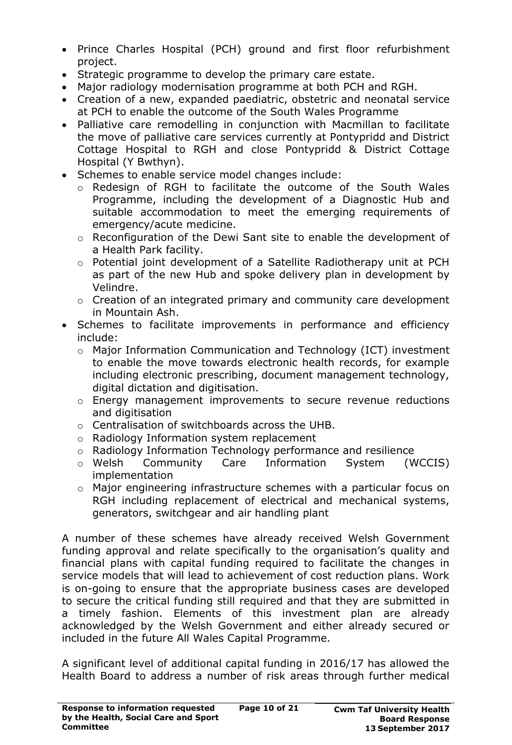- Prince Charles Hospital (PCH) ground and first floor refurbishment project.
- Strategic programme to develop the primary care estate.
- Major radiology modernisation programme at both PCH and RGH.
- Creation of a new, expanded paediatric, obstetric and neonatal service at PCH to enable the outcome of the South Wales Programme
- Palliative care remodelling in conjunction with Macmillan to facilitate the move of palliative care services currently at Pontypridd and District Cottage Hospital to RGH and close Pontypridd & District Cottage Hospital (Y Bwthyn).
- Schemes to enable service model changes include:
  - Redesign of RGH to facilitate the outcome of the South Wales Programme, including the development of a Diagnostic Hub and suitable accommodation to meet the emerging requirements of emergency/acute medicine.
  - Reconfiguration of the Dewi Sant site to enable the development of a Health Park facility.
  - Potential joint development of a Satellite Radiotherapy unit at PCH as part of the new Hub and spoke delivery plan in development by Velindre.
  - Creation of an integrated primary and community care development in Mountain Ash.
- Schemes to facilitate improvements in performance and efficiency include:
  - Major Information Communication and Technology (ICT) investment to enable the move towards electronic health records, for example including electronic prescribing, document management technology, digital dictation and digitisation.
  - Energy management improvements to secure revenue reductions and digitisation
  - Centralisation of switchboards across the UHB.
  - Radiology Information system replacement
  - Radiology Information Technology performance and resilience
  - Welsh Community Care Information System (WCCIS) implementation
  - Major engineering infrastructure schemes with a particular focus on RGH including replacement of electrical and mechanical systems, generators, switchgear and air handling plant

A number of these schemes have already received Welsh Government funding approval and relate specifically to the organisation's quality and financial plans with capital funding required to facilitate the changes in service models that will lead to achievement of cost reduction plans. Work is on-going to ensure that the appropriate business cases are developed to secure the critical funding still required and that they are submitted in a timely fashion. Elements of this investment plan are already acknowledged by the Welsh Government and either already secured or included in the future All Wales Capital Programme.

A significant level of additional capital funding in 2016/17 has allowed the Health Board to address a number of risk areas through further medical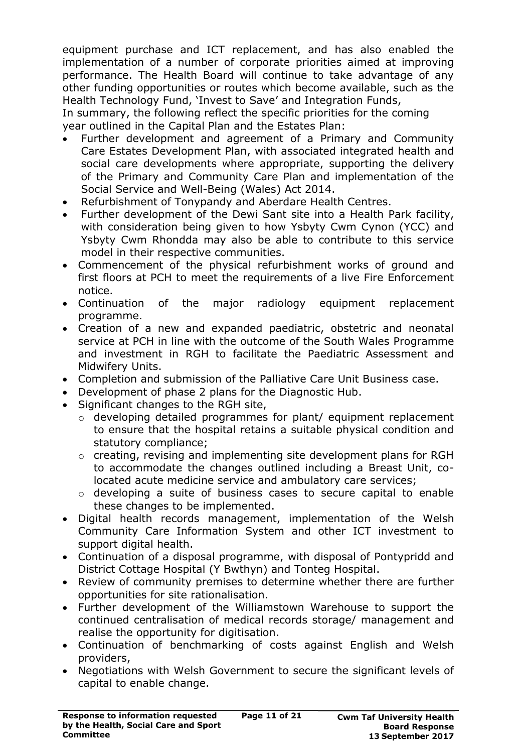equipment purchase and ICT replacement, and has also enabled the implementation of a number of corporate priorities aimed at improving performance. The Health Board will continue to take advantage of any other funding opportunities or routes which become available, such as the Health Technology Fund, 'Invest to Save' and Integration Funds,
In summary, the following reflect the specific priorities for the coming year outlined in the Capital Plan and the Estates Plan:

- Further development and agreement of a Primary and Community Care Estates Development Plan, with associated integrated health and social care developments where appropriate, supporting the delivery of the Primary and Community Care Plan and implementation of the Social Service and Well-Being (Wales) Act 2014.
- Refurbishment of Tonypandy and Aberdare Health Centres.
- Further development of the Dewi Sant site into a Health Park facility, with consideration being given to how Ysbyty Cwm Cynon (YCC) and Ysbyty Cwm Rhondda may also be able to contribute to this service model in their respective communities.
- Commencement of the physical refurbishment works of ground and first floors at PCH to meet the requirements of a live Fire Enforcement notice.
- Continuation of the major radiology equipment replacement programme.
- Creation of a new and expanded paediatric, obstetric and neonatal service at PCH in line with the outcome of the South Wales Programme and investment in RGH to facilitate the Paediatric Assessment and Midwifery Units.
- Completion and submission of the Palliative Care Unit Business case.
- Development of phase 2 plans for the Diagnostic Hub.
- Significant changes to the RGH site,
  - developing detailed programmes for plant/ equipment replacement to ensure that the hospital retains a suitable physical condition and statutory compliance;
  - creating, revising and implementing site development plans for RGH to accommodate the changes outlined including a Breast Unit, co-located acute medicine service and ambulatory care services;
  - developing a suite of business cases to secure capital to enable these changes to be implemented.
- Digital health records management, implementation of the Welsh Community Care Information System and other ICT investment to support digital health.
- Continuation of a disposal programme, with disposal of Pontypridd and District Cottage Hospital (Y Bwthyn) and Tonteg Hospital.
- Review of community premises to determine whether there are further opportunities for site rationalisation.
- Further development of the Williamstown Warehouse to support the continued centralisation of medical records storage/ management and realise the opportunity for digitisation.
- Continuation of benchmarking of costs against English and Welsh providers,
- Negotiations with Welsh Government to secure the significant levels of capital to enable change.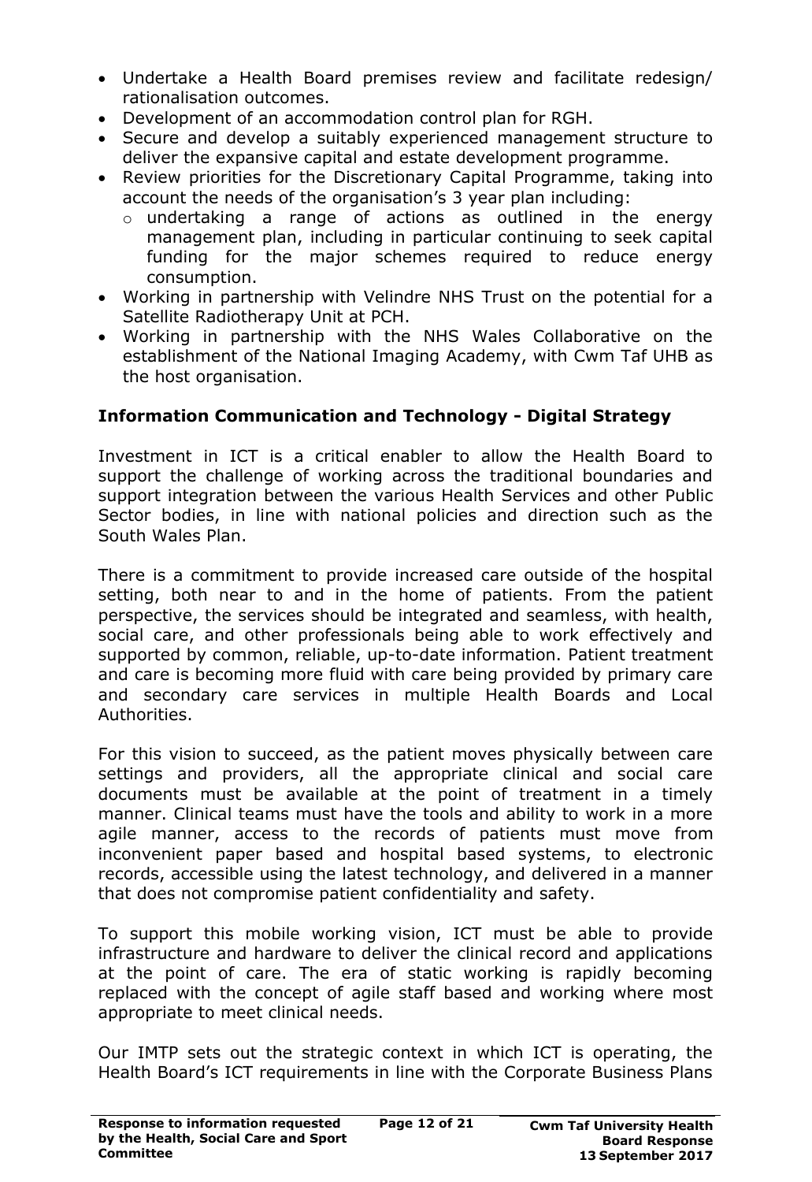- Undertake a Health Board premises review and facilitate redesign/ rationalisation outcomes.
- Development of an accommodation control plan for RGH.
- Secure and develop a suitably experienced management structure to deliver the expansive capital and estate development programme.
- Review priorities for the Discretionary Capital Programme, taking into account the needs of the organisation's 3 year plan including:
  - undertaking a range of actions as outlined in the energy management plan, including in particular continuing to seek capital funding for the major schemes required to reduce energy consumption.
- Working in partnership with Velindre NHS Trust on the potential for a Satellite Radiotherapy Unit at PCH.
- Working in partnership with the NHS Wales Collaborative on the establishment of the National Imaging Academy, with Cwm Taf UHB as the host organisation.

**Information Communication and Technology - Digital Strategy**

Investment in ICT is a critical enabler to allow the Health Board to support the challenge of working across the traditional boundaries and support integration between the various Health Services and other Public Sector bodies, in line with national policies and direction such as the South Wales Plan.

There is a commitment to provide increased care outside of the hospital setting, both near to and in the home of patients. From the patient perspective, the services should be integrated and seamless, with health, social care, and other professionals being able to work effectively and supported by common, reliable, up-to-date information. Patient treatment and care is becoming more fluid with care being provided by primary care and secondary care services in multiple Health Boards and Local Authorities.

For this vision to succeed, as the patient moves physically between care settings and providers, all the appropriate clinical and social care documents must be available at the point of treatment in a timely manner. Clinical teams must have the tools and ability to work in a more agile manner, access to the records of patients must move from inconvenient paper based and hospital based systems, to electronic records, accessible using the latest technology, and delivered in a manner that does not compromise patient confidentiality and safety.

To support this mobile working vision, ICT must be able to provide infrastructure and hardware to deliver the clinical record and applications at the point of care. The era of static working is rapidly becoming replaced with the concept of agile staff based and working where most appropriate to meet clinical needs.

Our IMTP sets out the strategic context in which ICT is operating, the Health Board's ICT requirements in line with the Corporate Business Plans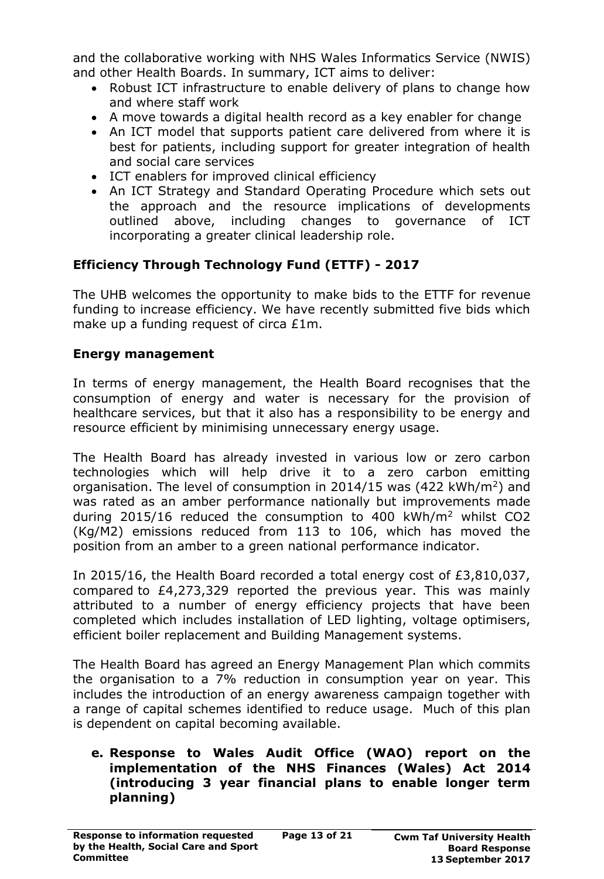and the collaborative working with NHS Wales Informatics Service (NWIS) and other Health Boards. In summary, ICT aims to deliver:

- Robust ICT infrastructure to enable delivery of plans to change how and where staff work
- A move towards a digital health record as a key enabler for change
- An ICT model that supports patient care delivered from where it is best for patients, including support for greater integration of health and social care services
- ICT enablers for improved clinical efficiency
- An ICT Strategy and Standard Operating Procedure which sets out the approach and the resource implications of developments outlined above, including changes to governance of ICT incorporating a greater clinical leadership role.

**Efficiency Through Technology Fund (ETTF) - 2017**

The UHB welcomes the opportunity to make bids to the ETTF for revenue funding to increase efficiency. We have recently submitted five bids which make up a funding request of circa £1m.

**Energy management**

In terms of energy management, the Health Board recognises that the consumption of energy and water is necessary for the provision of healthcare services, but that it also has a responsibility to be energy and resource efficient by minimising unnecessary energy usage.

The Health Board has already invested in various low or zero carbon technologies which will help drive it to a zero carbon emitting organisation. The level of consumption in 2014/15 was (422 $kWh/m^2$) and was rated as an amber performance nationally but improvements made during 2015/16 reduced the consumption to 400 $kWh/m^2$ whilst $CO_2$ (Kg/M2) emissions reduced from 113 to 106, which has moved the position from an amber to a green national performance indicator.

In 2015/16, the Health Board recorded a total energy cost of £3,810,037, compared to £4,273,329 reported the previous year. This was mainly attributed to a number of energy efficiency projects that have been completed which includes installation of LED lighting, voltage optimisers, efficient boiler replacement and Building Management systems.

The Health Board has agreed an Energy Management Plan which commits the organisation to a 7% reduction in consumption year on year. This includes the introduction of an energy awareness campaign together with a range of capital schemes identified to reduce usage. Much of this plan is dependent on capital becoming available.

**e. Response to Wales Audit Office (WAO) report on the implementation of the NHS Finances (Wales) Act 2014 (introducing 3 year financial plans to enable longer term planning)**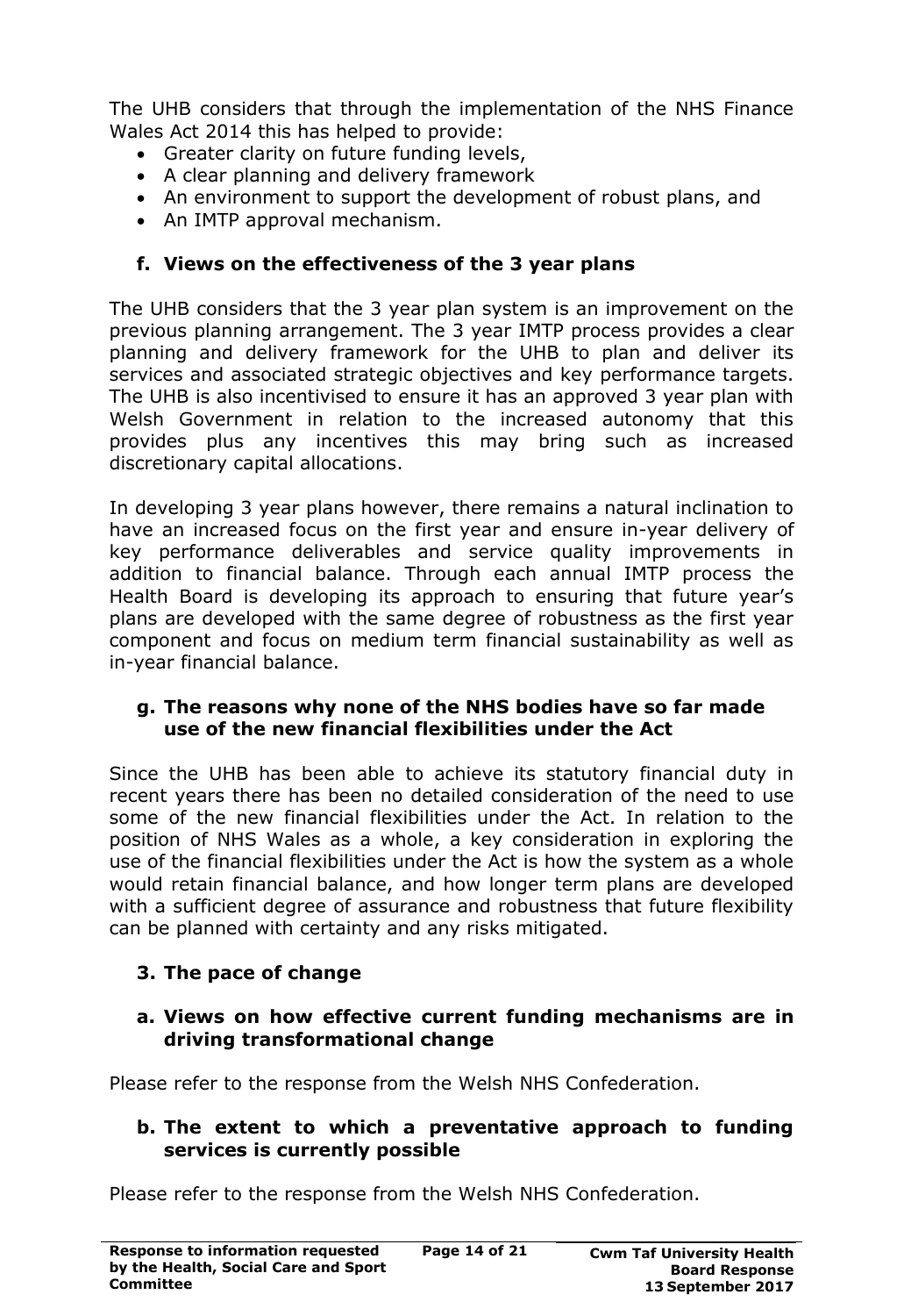The UHB considers that through the implementation of the NHS Finance Wales Act 2014 this has helped to provide:

- Greater clarity on future funding levels,
- A clear planning and delivery framework
- An environment to support the development of robust plans, and
- An IMTP approval mechanism.

**f. Views on the effectiveness of the 3 year plans**

The UHB considers that the 3 year plan system is an improvement on the previous planning arrangement. The 3 year IMTP process provides a clear planning and delivery framework for the UHB to plan and deliver its services and associated strategic objectives and key performance targets. The UHB is also incentivised to ensure it has an approved 3 year plan with Welsh Government in relation to the increased autonomy that this provides plus any incentives this may bring such as increased discretionary capital allocations.

In developing 3 year plans however, there remains a natural inclination to have an increased focus on the first year and ensure in-year delivery of key performance deliverables and service quality improvements in addition to financial balance. Through each annual IMTP process the Health Board is developing its approach to ensuring that future year's plans are developed with the same degree of robustness as the first year component and focus on medium term financial sustainability as well as in-year financial balance.

**g. The reasons why none of the NHS bodies have so far made use of the new financial flexibilities under the Act**

Since the UHB has been able to achieve its statutory financial duty in recent years there has been no detailed consideration of the need to use some of the new financial flexibilities under the Act. In relation to the position of NHS Wales as a whole, a key consideration in exploring the use of the financial flexibilities under the Act is how the system as a whole would retain financial balance, and how longer term plans are developed with a sufficient degree of assurance and robustness that future flexibility can be planned with certainty and any risks mitigated.

**3. The pace of change**

**a. Views on how effective current funding mechanisms are in driving transformational change**

Please refer to the response from the Welsh NHS Confederation.

**b. The extent to which a preventative approach to funding services is currently possible**

Please refer to the response from the Welsh NHS Confederation.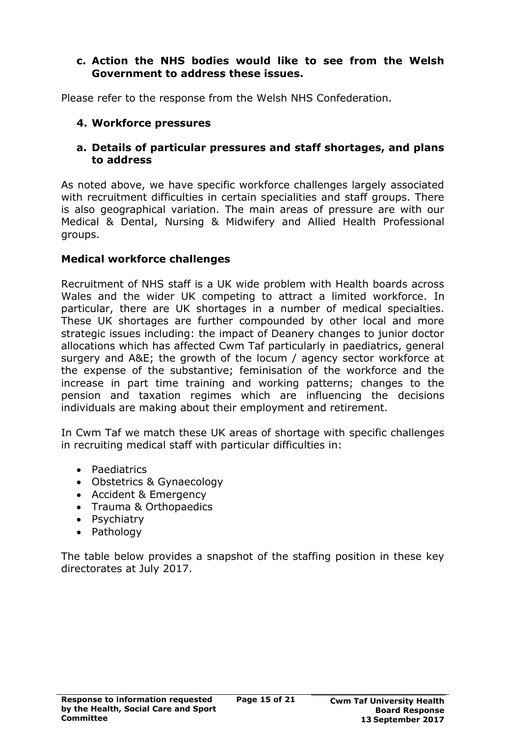**c. Action the NHS bodies would like to see from the Welsh Government to address these issues.**

Please refer to the response from the Welsh NHS Confederation.

## 4. Workforce pressures

**a. Details of particular pressures and staff shortages, and plans to address**

As noted above, we have specific workforce challenges largely associated with recruitment difficulties in certain specialities and staff groups. There is also geographical variation. The main areas of pressure are with our Medical & Dental, Nursing & Midwifery and Allied Health Professional groups.

### Medical workforce challenges

Recruitment of NHS staff is a UK wide problem with Health boards across Wales and the wider UK competing to attract a limited workforce. In particular, there are UK shortages in a number of medical specialties. These UK shortages are further compounded by other local and more strategic issues including: the impact of Deanery changes to junior doctor allocations which has affected Cwm Taf particularly in paediatrics, general surgery and A&E; the growth of the locum / agency sector workforce at the expense of the substantive; feminisation of the workforce and the increase in part time training and working patterns; changes to the pension and taxation regimes which are influencing the decisions individuals are making about their employment and retirement.

In Cwm Taf we match these UK areas of shortage with specific challenges in recruiting medical staff with particular difficulties in:

- Paediatrics
- Obstetrics & Gynaecology
- Accident & Emergency
- Trauma & Orthopaedics
- Psychiatry
- Pathology

The table below provides a snapshot of the staffing position in these key directorates at July 2017.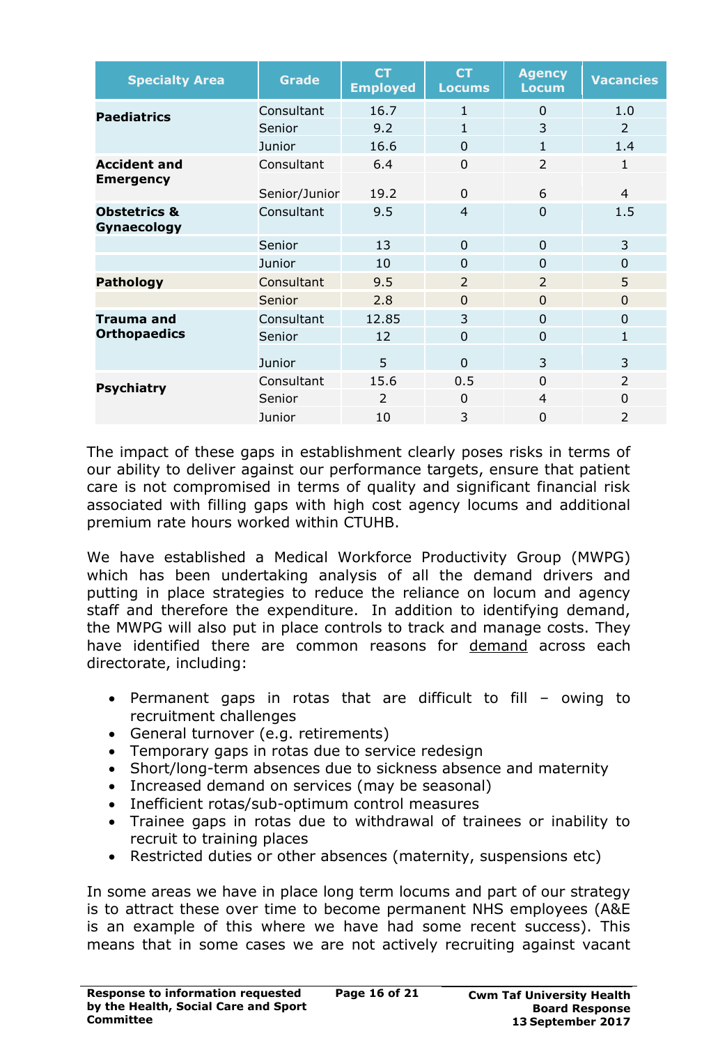| Specialty Area | Grade | CT Employed | CT Locums | Agency Locum | Vacancies |
|---|---|---|---|---|---|
| **Paediatrics** | Consultant | 16.7 | 1 | 0 | 1.0 |
| | Senior | 9.2 | 1 | 3 | 2 |
| | Junior | 16.6 | 0 | 1 | 1.4 |
| **Accident and Emergency** | Consultant | 6.4 | 0 | 2 | 1 |
| | Senior/Junior | 19.2 | 0 | 6 | 4 |
| **Obstetrics & Gynaecology** | Consultant | 9.5 | 4 | 0 | 1.5 |
| | Senior | 13 | 0 | 0 | 3 |
| | Junior | 10 | 0 | 0 | 0 |
| **Pathology** | Consultant | 9.5 | 2 | 2 | 5 |
| | Senior | 2.8 | 0 | 0 | 0 |
| **Trauma and Orthopaedics** | Consultant | 12.85 | 3 | 0 | 0 |
| | Senior | 12 | 0 | 0 | 1 |
| | Junior | 5 | 0 | 3 | 3 |
| **Psychiatry** | Consultant | 15.6 | 0.5 | 0 | 2 |
| | Senior | 2 | 0 | 4 | 0 |
| | Junior | 10 | 3 | 0 | 2 |

The impact of these gaps in establishment clearly poses risks in terms of our ability to deliver against our performance targets, ensure that patient care is not compromised in terms of quality and significant financial risk associated with filling gaps with high cost agency locums and additional premium rate hours worked within CTUHB.

We have established a Medical Workforce Productivity Group (MWPG) which has been undertaking analysis of all the demand drivers and putting in place strategies to reduce the reliance on locum and agency staff and therefore the expenditure. In addition to identifying demand, the MWPG will also put in place controls to track and manage costs. They have identified there are common reasons for demand across each directorate, including:

- Permanent gaps in rotas that are difficult to fill – owing to recruitment challenges
- General turnover (e.g. retirements)
- Temporary gaps in rotas due to service redesign
- Short/long-term absences due to sickness absence and maternity
- Increased demand on services (may be seasonal)
- Inefficient rotas/sub-optimum control measures
- Trainee gaps in rotas due to withdrawal of trainees or inability to recruit to training places
- Restricted duties or other absences (maternity, suspensions etc)

In some areas we have in place long term locums and part of our strategy is to attract these over time to become permanent NHS employees (A&E is an example of this where we have had some recent success). This means that in some cases we are not actively recruiting against vacant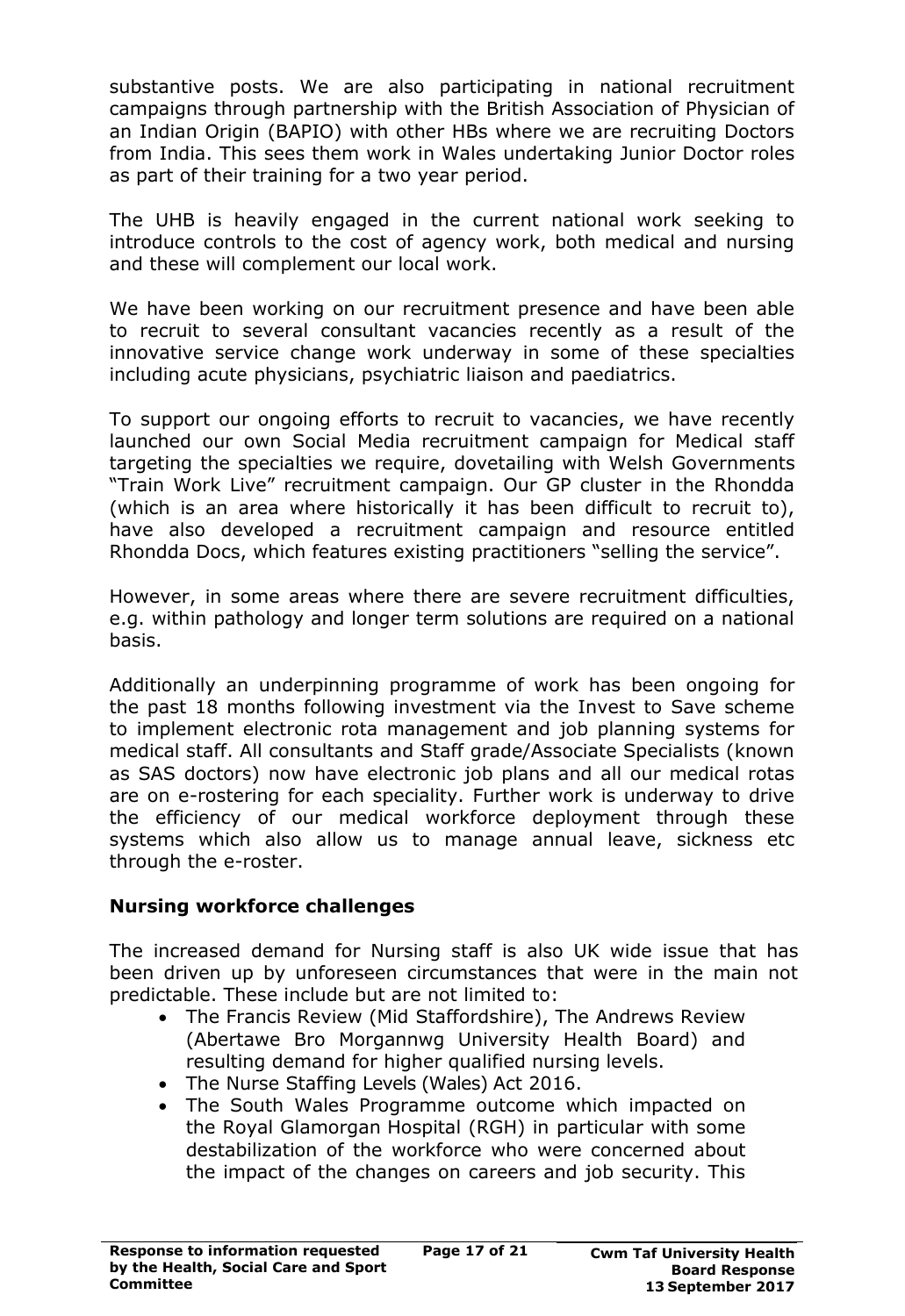substantive posts. We are also participating in national recruitment campaigns through partnership with the British Association of Physician of an Indian Origin (BAPIO) with other HBs where we are recruiting Doctors from India. This sees them work in Wales undertaking Junior Doctor roles as part of their training for a two year period.

The UHB is heavily engaged in the current national work seeking to introduce controls to the cost of agency work, both medical and nursing and these will complement our local work.

We have been working on our recruitment presence and have been able to recruit to several consultant vacancies recently as a result of the innovative service change work underway in some of these specialties including acute physicians, psychiatric liaison and paediatrics.

To support our ongoing efforts to recruit to vacancies, we have recently launched our own Social Media recruitment campaign for Medical staff targeting the specialties we require, dovetailing with Welsh Governments "Train Work Live" recruitment campaign. Our GP cluster in the Rhondda (which is an area where historically it has been difficult to recruit to), have also developed a recruitment campaign and resource entitled Rhondda Docs, which features existing practitioners "selling the service".

However, in some areas where there are severe recruitment difficulties, e.g. within pathology and longer term solutions are required on a national basis.

Additionally an underpinning programme of work has been ongoing for the past 18 months following investment via the Invest to Save scheme to implement electronic rota management and job planning systems for medical staff. All consultants and Staff grade/Associate Specialists (known as SAS doctors) now have electronic job plans and all our medical rotas are on e-rostering for each speciality. Further work is underway to drive the efficiency of our medical workforce deployment through these systems which also allow us to manage annual leave, sickness etc through the e-roster.

**Nursing workforce challenges**

The increased demand for Nursing staff is also UK wide issue that has been driven up by unforeseen circumstances that were in the main not predictable. These include but are not limited to:

- The Francis Review (Mid Staffordshire), The Andrews Review (Abertawe Bro Morgannwg University Health Board) and resulting demand for higher qualified nursing levels.
- The Nurse Staffing Levels (Wales) Act 2016.
- The South Wales Programme outcome which impacted on the Royal Glamorgan Hospital (RGH) in particular with some destabilization of the workforce who were concerned about the impact of the changes on careers and job security. This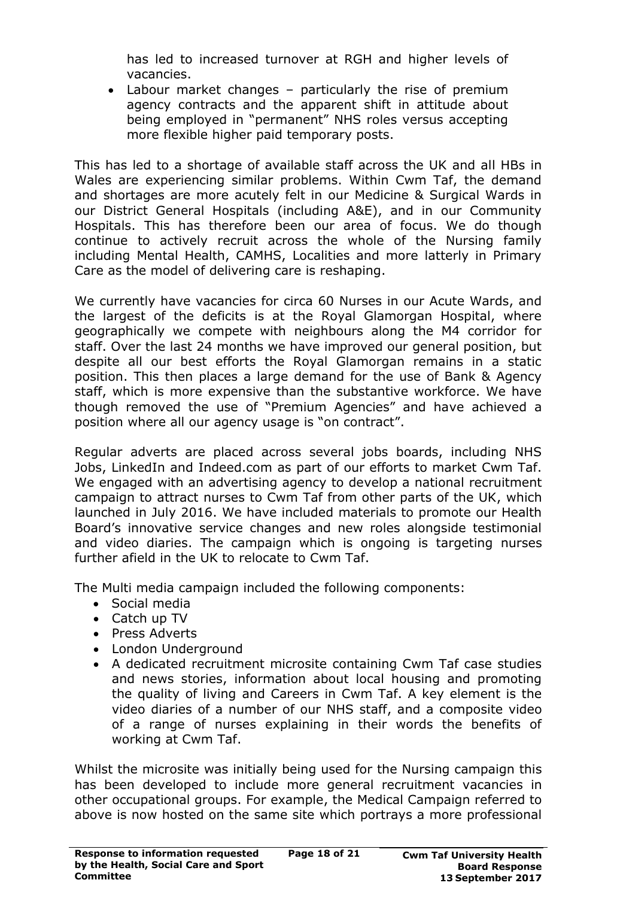has led to increased turnover at RGH and higher levels of vacancies.

- Labour market changes – particularly the rise of premium agency contracts and the apparent shift in attitude about being employed in "permanent" NHS roles versus accepting more flexible higher paid temporary posts.

This has led to a shortage of available staff across the UK and all HBs in Wales are experiencing similar problems. Within Cwm Taf, the demand and shortages are more acutely felt in our Medicine & Surgical Wards in our District General Hospitals (including A&E), and in our Community Hospitals. This has therefore been our area of focus. We do though continue to actively recruit across the whole of the Nursing family including Mental Health, CAMHS, Localities and more latterly in Primary Care as the model of delivering care is reshaping.

We currently have vacancies for circa 60 Nurses in our Acute Wards, and the largest of the deficits is at the Royal Glamorgan Hospital, where geographically we compete with neighbours along the M4 corridor for staff. Over the last 24 months we have improved our general position, but despite all our best efforts the Royal Glamorgan remains in a static position. This then places a large demand for the use of Bank & Agency staff, which is more expensive than the substantive workforce. We have though removed the use of "Premium Agencies" and have achieved a position where all our agency usage is "on contract".

Regular adverts are placed across several jobs boards, including NHS Jobs, LinkedIn and Indeed.com as part of our efforts to market Cwm Taf. We engaged with an advertising agency to develop a national recruitment campaign to attract nurses to Cwm Taf from other parts of the UK, which launched in July 2016. We have included materials to promote our Health Board's innovative service changes and new roles alongside testimonial and video diaries. The campaign which is ongoing is targeting nurses further afield in the UK to relocate to Cwm Taf.

The Multi media campaign included the following components:

- Social media
- Catch up TV
- Press Adverts
- London Underground
- A dedicated recruitment microsite containing Cwm Taf case studies and news stories, information about local housing and promoting the quality of living and Careers in Cwm Taf. A key element is the video diaries of a number of our NHS staff, and a composite video of a range of nurses explaining in their words the benefits of working at Cwm Taf.

Whilst the microsite was initially being used for the Nursing campaign this has been developed to include more general recruitment vacancies in other occupational groups. For example, the Medical Campaign referred to above is now hosted on the same site which portrays a more professional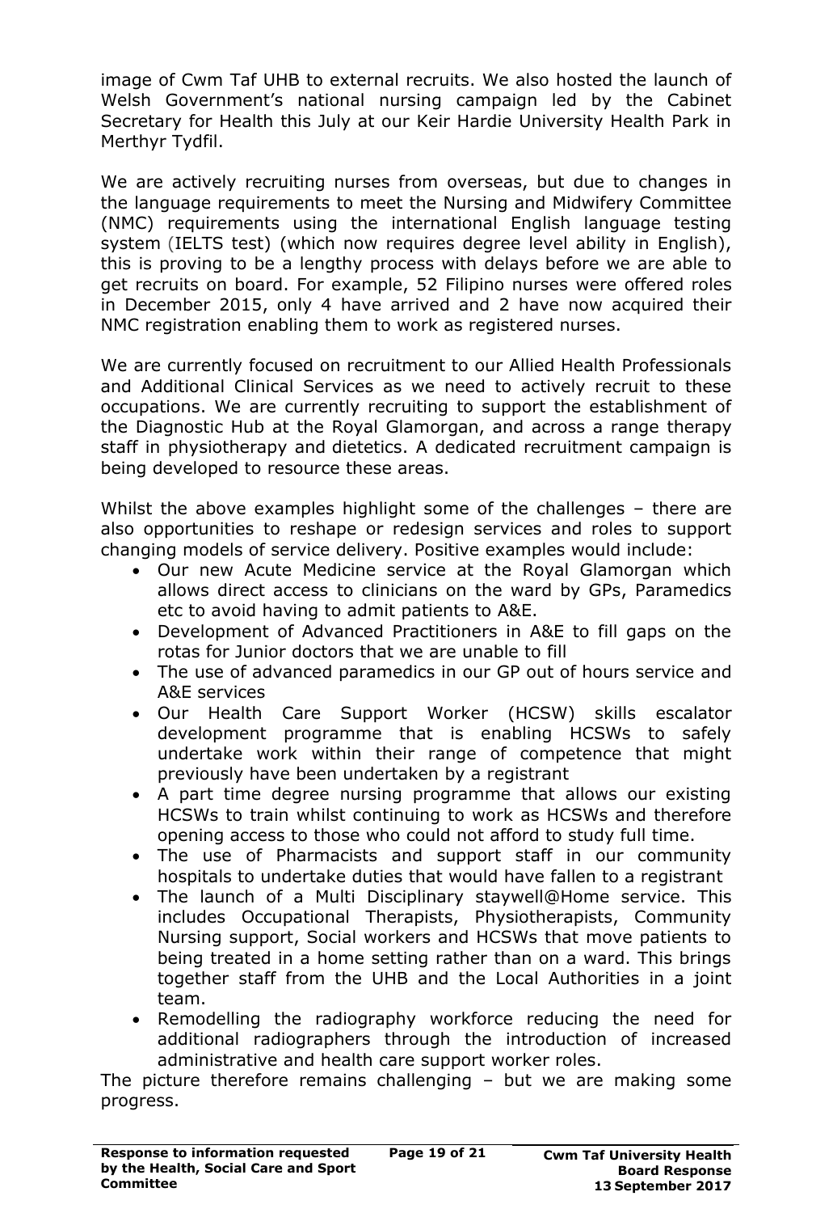image of Cwm Taf UHB to external recruits. We also hosted the launch of Welsh Government's national nursing campaign led by the Cabinet Secretary for Health this July at our Keir Hardie University Health Park in Merthyr Tydfil.

We are actively recruiting nurses from overseas, but due to changes in the language requirements to meet the Nursing and Midwifery Committee (NMC) requirements using the international English language testing system (IELTS test) (which now requires degree level ability in English), this is proving to be a lengthy process with delays before we are able to get recruits on board. For example, 52 Filipino nurses were offered roles in December 2015, only 4 have arrived and 2 have now acquired their NMC registration enabling them to work as registered nurses.

We are currently focused on recruitment to our Allied Health Professionals and Additional Clinical Services as we need to actively recruit to these occupations. We are currently recruiting to support the establishment of the Diagnostic Hub at the Royal Glamorgan, and across a range therapy staff in physiotherapy and dietetics. A dedicated recruitment campaign is being developed to resource these areas.

Whilst the above examples highlight some of the challenges – there are also opportunities to reshape or redesign services and roles to support changing models of service delivery. Positive examples would include:

- Our new Acute Medicine service at the Royal Glamorgan which allows direct access to clinicians on the ward by GPs, Paramedics etc to avoid having to admit patients to A&E.
- Development of Advanced Practitioners in A&E to fill gaps on the rotas for Junior doctors that we are unable to fill
- The use of advanced paramedics in our GP out of hours service and A&E services
- Our Health Care Support Worker (HCSW) skills escalator development programme that is enabling HCSWs to safely undertake work within their range of competence that might previously have been undertaken by a registrant
- A part time degree nursing programme that allows our existing HCSWs to train whilst continuing to work as HCSWs and therefore opening access to those who could not afford to study full time.
- The use of Pharmacists and support staff in our community hospitals to undertake duties that would have fallen to a registrant
- The launch of a Multi Disciplinary staywell@Home service. This includes Occupational Therapists, Physiotherapists, Community Nursing support, Social workers and HCSWs that move patients to being treated in a home setting rather than on a ward. This brings together staff from the UHB and the Local Authorities in a joint team.
- Remodelling the radiography workforce reducing the need for additional radiographers through the introduction of increased administrative and health care support worker roles.

The picture therefore remains challenging – but we are making some progress.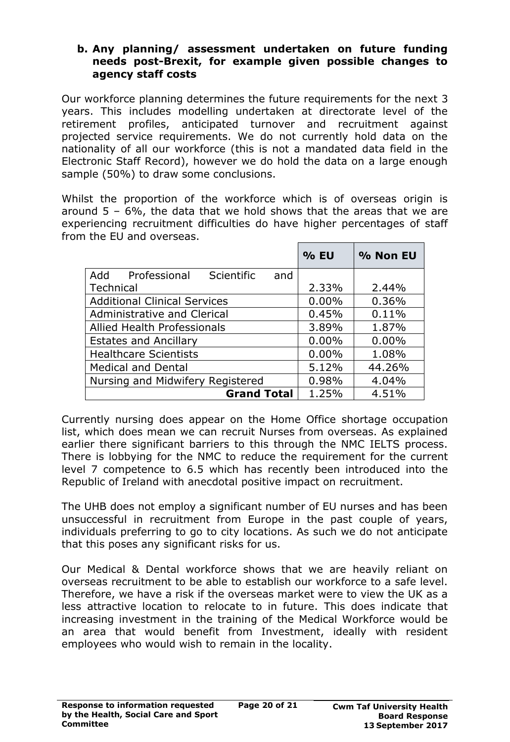**b. Any planning/ assessment undertaken on future funding needs post-Brexit, for example given possible changes to agency staff costs**

Our workforce planning determines the future requirements for the next 3 years. This includes modelling undertaken at directorate level of the retirement profiles, anticipated turnover and recruitment against projected service requirements. We do not currently hold data on the nationality of all our workforce (this is not a mandated data field in the Electronic Staff Record), however we do hold the data on a large enough sample (50%) to draw some conclusions.

Whilst the proportion of the workforce which is of overseas origin is around 5 – 6%, the data that we hold shows that the areas that we are experiencing recruitment difficulties do have higher percentages of staff from the EU and overseas.

| | % EU | % Non EU |
|---|---|---|
| Add Professional Scientific and Technical | 2.33% | 2.44% |
| Additional Clinical Services | 0.00% | 0.36% |
| Administrative and Clerical | 0.45% | 0.11% |
| Allied Health Professionals | 3.89% | 1.87% |
| Estates and Ancillary | 0.00% | 0.00% |
| Healthcare Scientists | 0.00% | 1.08% |
| Medical and Dental | 5.12% | 44.26% |
| Nursing and Midwifery Registered | 0.98% | 4.04% |
| **Grand Total** | 1.25% | 4.51% |

Currently nursing does appear on the Home Office shortage occupation list, which does mean we can recruit Nurses from overseas. As explained earlier there significant barriers to this through the NMC IELTS process. There is lobbying for the NMC to reduce the requirement for the current level 7 competence to 6.5 which has recently been introduced into the Republic of Ireland with anecdotal positive impact on recruitment.

The UHB does not employ a significant number of EU nurses and has been unsuccessful in recruitment from Europe in the past couple of years, individuals preferring to go to city locations. As such we do not anticipate that this poses any significant risks for us.

Our Medical & Dental workforce shows that we are heavily reliant on overseas recruitment to be able to establish our workforce to a safe level. Therefore, we have a risk if the overseas market were to view the UK as a less attractive location to relocate to in future. This does indicate that increasing investment in the training of the Medical Workforce would be an area that would benefit from Investment, ideally with resident employees who would wish to remain in the locality.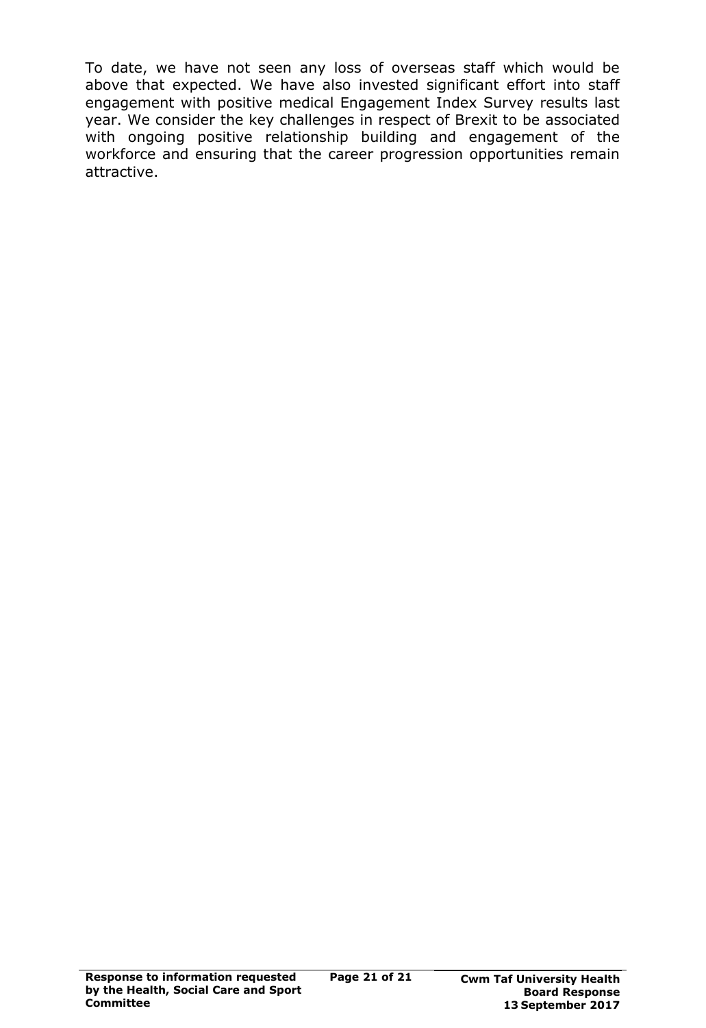To date, we have not seen any loss of overseas staff which would be above that expected. We have also invested significant effort into staff engagement with positive medical Engagement Index Survey results last year. We consider the key challenges in respect of Brexit to be associated with ongoing positive relationship building and engagement of the workforce and ensuring that the career progression opportunities remain attractive.